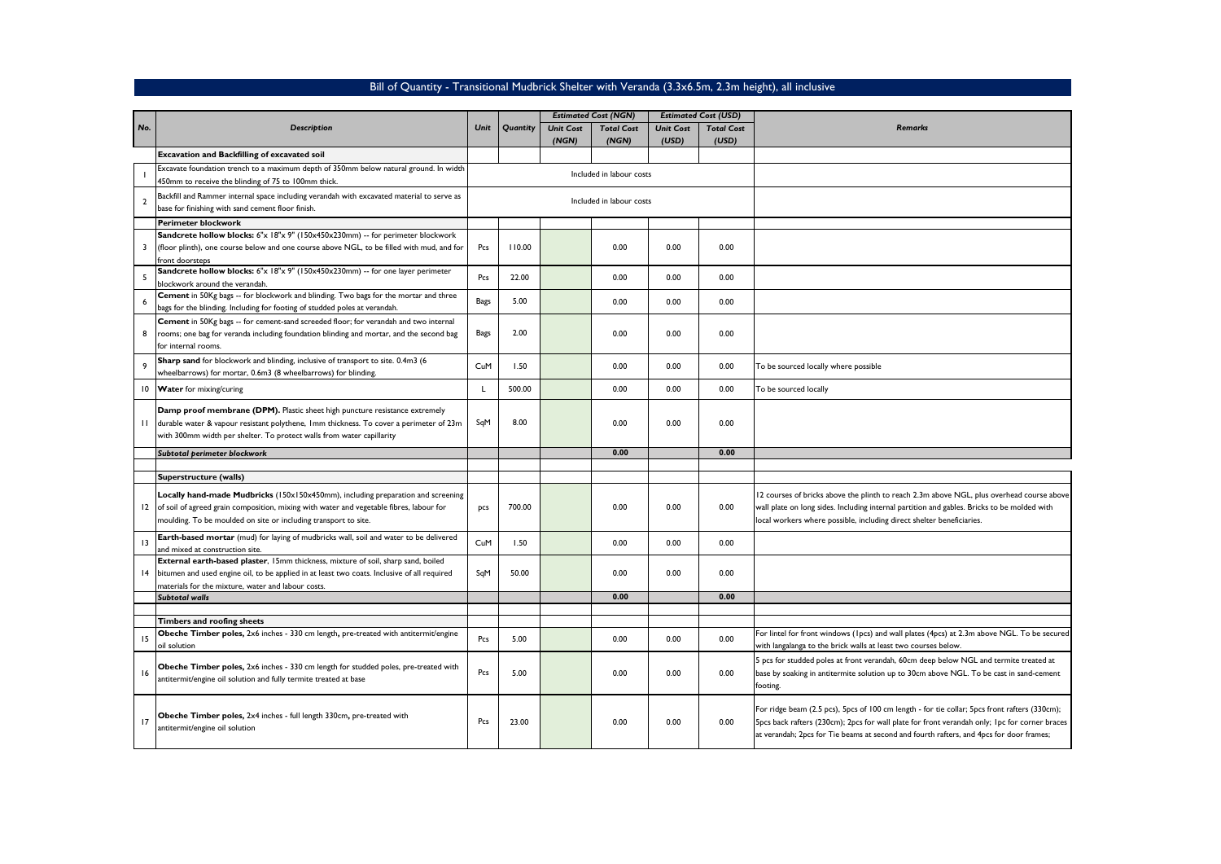## Bill of Quantity - Transitional Mudbrick Shelter with Veranda (3.3x6.5m, 2.3m height), all inclusive

| No. | Description | Unit | Quantity | Estimated Cost (NGN) | | Estimated Cost (USD) | | Remarks |
|---|---|---|---|---|---|---|---|---|
| | | | | Unit Cost (NGN) | Total Cost (NGN) | Unit Cost (USD) | Total Cost (USD) | |
| | **Excavation and Backfilling of excavated soil** | | | | | | | |
| 1 | Excavate foundation trench to a maximum depth of 350mm below natural ground. In width 450mm to receive the blinding of 75 to 100mm thick. | Included in labour costs | | | | | | |
| 2 | Backfill and Rammer internal space including verandah with excavated material to serve as base for finishing with sand cement floor finish. | Included in labour costs | | | | | | |
| | **Perimeter blockwork** | | | | | | | |
| 3 | **Sandcrete hollow blocks:** 6"x 18"x 9" (150x450x230mm) -- for perimeter blockwork (floor plinth), one course below and one course above NGL, to be filled with mud, and for front doorsteps | Pcs | 110.00 | | 0.00 | 0.00 | 0.00 | |
| 5 | **Sandcrete hollow blocks:** 6"x 18"x 9" (150x450x230mm) -- for one layer perimeter blockwork around the verandah. | Pcs | 22.00 | | 0.00 | 0.00 | 0.00 | |
| 6 | **Cement** in 50Kg bags -- for blockwork and blinding. Two bags for the mortar and three bags for the blinding. Including for footing of studded poles at verandah. | Bags | 5.00 | | 0.00 | 0.00 | 0.00 | |
| 8 | **Cement** in 50Kg bags -- for cement-sand screeded floor; for verandah and two internal rooms; one bag for veranda including foundation blinding and mortar, and the second bag for internal rooms. | Bags | 2.00 | | 0.00 | 0.00 | 0.00 | |
| 9 | **Sharp sand** for blockwork and blinding, inclusive of transport to site. 0.4m3 (6 wheelbarrows) for mortar, 0.6m3 (8 wheelbarrows) for blinding. | CuM | 1.50 | | 0.00 | 0.00 | 0.00 | To be sourced locally where possible |
| 10 | **Water** for mixing/curing | L | 500.00 | | 0.00 | 0.00 | 0.00 | To be sourced locally |
| 11 | **Damp proof membrane (DPM).** Plastic sheet high puncture resistance extremely durable water & vapour resistant polythene, 1mm thickness. To cover a perimeter of 23m with 300mm width per shelter. To protect walls from water capillarity | SqM | 8.00 | | 0.00 | 0.00 | 0.00 | |
| | ***Subtotal perimeter blockwork*** | | | | **0.00** | | **0.00** | |
| | | | | | | | | |
| | **Superstructure (walls)** | | | | | | | |
| 12 | **Locally hand-made Mudbricks** (150x150x450mm), including preparation and screening of soil of agreed grain composition, mixing with water and vegetable fibres, labour for moulding. To be moulded on site or including transport to site. | pcs | 700.00 | | 0.00 | 0.00 | 0.00 | 12 courses of bricks above the plinth to reach 2.3m above NGL, plus overhead course above wall plate on long sides. Including internal partition and gables. Bricks to be molded with local workers where possible, including direct shelter beneficiaries. |
| 13 | **Earth-based mortar** (mud) for laying of mudbricks wall, soil and water to be delivered and mixed at construction site. | CuM | 1.50 | | 0.00 | 0.00 | 0.00 | |
| 14 | **External earth-based plaster**, 15mm thickness, mixture of soil, sharp sand, boiled bitumen and used engine oil, to be applied in at least two coats. Inclusive of all required materials for the mixture, water and labour costs. | SqM | 50.00 | | 0.00 | 0.00 | 0.00 | |
| | ***Subtotal walls*** | | | | **0.00** | | **0.00** | |
| | | | | | | | | |
| | **Timbers and roofing sheets** | | | | | | | |
| 15 | **Obeche Timber poles,** 2x6 inches - 330 cm length, pre-treated with antitermit/engine oil solution | Pcs | 5.00 | | 0.00 | 0.00 | 0.00 | For lintel for front windows (1pcs) and wall plates (4pcs) at 2.3m above NGL. To be secured with langalanga to the brick walls at least two courses below. |
| 16 | **Obeche Timber poles,** 2x6 inches - 330 cm length for studded poles, pre-treated with antitermit/engine oil solution and fully termite treated at base | Pcs | 5.00 | | 0.00 | 0.00 | 0.00 | 5 pcs for studded poles at front verandah, 60cm deep below NGL and termite treated at base by soaking in antitermite solution up to 30cm above NGL. To be cast in sand-cement footing. |
| 17 | **Obeche Timber poles,** 2x4 inches - full length 330cm, pre-treated with antitermit/engine oil solution | Pcs | 23.00 | | 0.00 | 0.00 | 0.00 | For ridge beam (2.5 pcs), 5pcs of 100 cm length - for tie collar; 5pcs front rafters (330cm); 5pcs back rafters (230cm); 2pcs for wall plate for front verandah only; 1pc for corner braces at verandah; 2pcs for Tie beams at second and fourth rafters, and 4pcs for door frames; |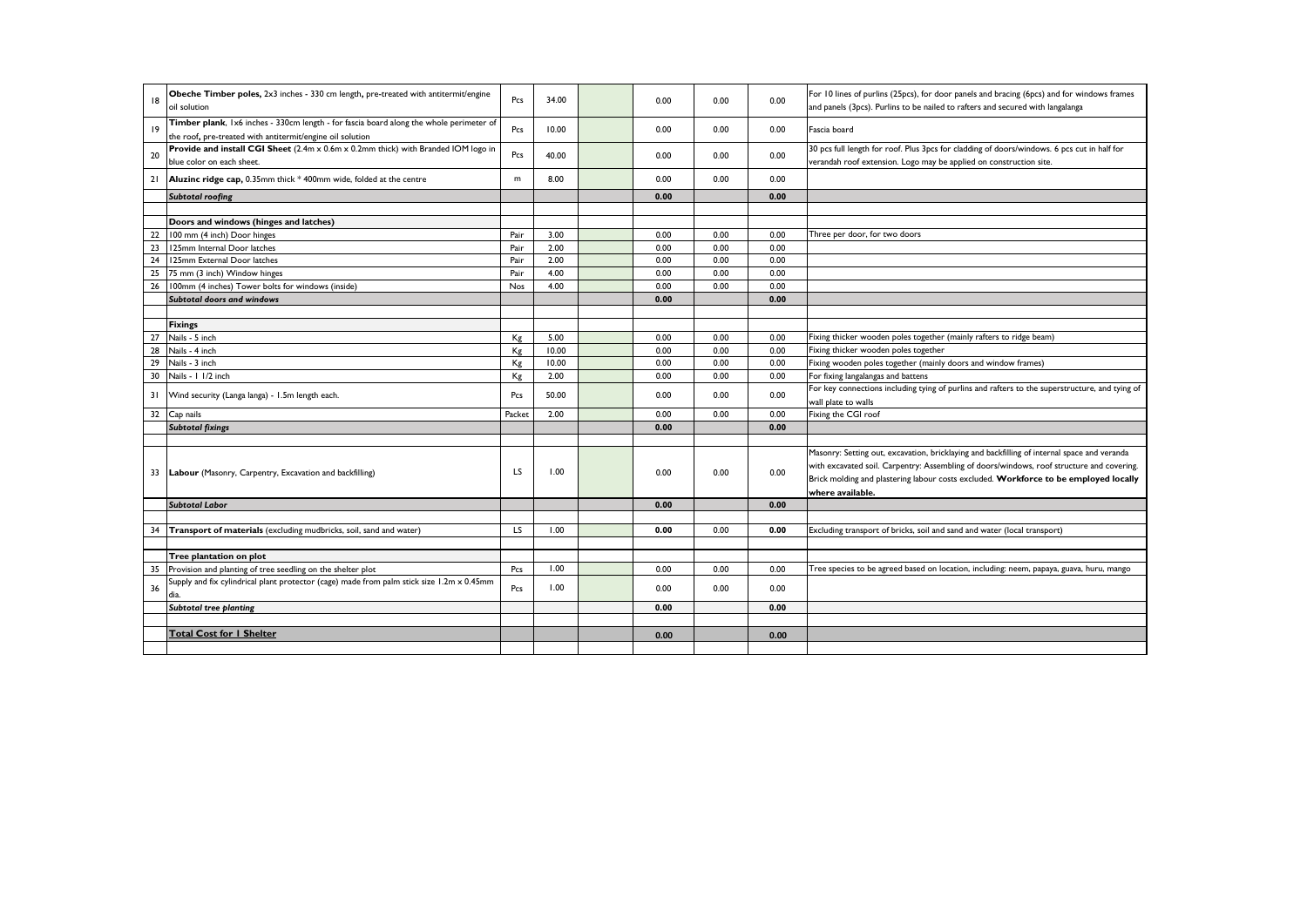| | | | | | | | | |
|---|---|---|---|---|---|---|---|---|
| 18 | **Obeche Timber poles,** 2x3 inches - 330 cm length**,** pre-treated with antitermit/engine oil solution | Pcs | 34.00 | | 0.00 | 0.00 | 0.00 | For 10 lines of purlins (25pcs), for door panels and bracing (6pcs) and for windows frames and panels (3pcs). Purlins to be nailed to rafters and secured with langalanga |
| 19 | **Timber plank**, 1x6 inches - 330cm length - for fascia board along the whole perimeter of the roof, pre-treated with antitermit/engine oil solution | Pcs | 10.00 | | 0.00 | 0.00 | 0.00 | Fascia board |
| 20 | **Provide and install CGI Sheet** (2.4m x 0.6m x 0.2mm thick) with Branded IOM logo in blue color on each sheet. | Pcs | 40.00 | | 0.00 | 0.00 | 0.00 | 30 pcs full length for roof. Plus 3pcs for cladding of doors/windows. 6 pcs cut in half for verandah roof extension. Logo may be applied on construction site. |
| 21 | **Aluzinc ridge cap,** 0.35mm thick * 400mm wide, folded at the centre | m | 8.00 | | 0.00 | 0.00 | 0.00 | |
| | ***Subtotal roofing*** | | | | **0.00** | | **0.00** | |
| | | | | | | | | |
| | **Doors and windows (hinges and latches)** | | | | | | | |
| 22 | 100 mm (4 inch) Door hinges | Pair | 3.00 | | 0.00 | 0.00 | 0.00 | Three per door, for two doors |
| 23 | 125mm Internal Door latches | Pair | 2.00 | | 0.00 | 0.00 | 0.00 | |
| 24 | 125mm External Door latches | Pair | 2.00 | | 0.00 | 0.00 | 0.00 | |
| 25 | 75 mm (3 inch) Window hinges | Pair | 4.00 | | 0.00 | 0.00 | 0.00 | |
| 26 | 100mm (4 inches) Tower bolts for windows (inside) | Nos | 4.00 | | 0.00 | 0.00 | 0.00 | |
| | ***Subtotal doors and windows*** | | | | **0.00** | | **0.00** | |
| | | | | | | | | |
| | **Fixings** | | | | | | | |
| 27 | Nails - 5 inch | Kg | 5.00 | | 0.00 | 0.00 | 0.00 | Fixing thicker wooden poles together (mainly rafters to ridge beam) |
| 28 | Nails - 4 inch | Kg | 10.00 | | 0.00 | 0.00 | 0.00 | Fixing thicker wooden poles together |
| 29 | Nails - 3 inch | Kg | 10.00 | | 0.00 | 0.00 | 0.00 | Fixing wooden poles together (mainly doors and window frames) |
| 30 | Nails - 1 1/2 inch | Kg | 2.00 | | 0.00 | 0.00 | 0.00 | For fixing langalangas and battens |
| 31 | Wind security (Langa langa) - 1.5m length each. | Pcs | 50.00 | | 0.00 | 0.00 | 0.00 | For key connections including tying of purlins and rafters to the superstructure, and tying of wall plate to walls |
| 32 | Cap nails | Packet | 2.00 | | 0.00 | 0.00 | 0.00 | Fixing the CGI roof |
| | ***Subtotal fixings*** | | | | **0.00** | | **0.00** | |
| | | | | | | | | |
| 33 | **Labour** (Masonry, Carpentry, Excavation and backfilling) | LS | 1.00 | | 0.00 | 0.00 | 0.00 | Masonry: Setting out, excavation, bricklaying and backfilling of internal space and veranda with excavated soil. Carpentry: Assembling of doors/windows, roof structure and covering. Brick molding and plastering labour costs excluded. **Workforce to be employed locally where available.** |
| | ***Subtotal Labor*** | | | | **0.00** | | **0.00** | |
| | | | | | | | | |
| 34 | **Transport of materials** (excluding mudbricks, soil, sand and water) | LS | 1.00 | | **0.00** | 0.00 | **0.00** | Excluding transport of bricks, soil and sand and water (local transport) |
| | | | | | | | | |
| | **Tree plantation on plot** | | | | | | | |
| 35 | Provision and planting of tree seedling on the shelter plot | Pcs | 1.00 | | 0.00 | 0.00 | 0.00 | Tree species to be agreed based on location, including: neem, papaya, guava, huru, mango |
| 36 | Supply and fix cylindrical plant protector (cage) made from palm stick size 1.2m x 0.45mm dia. | Pcs | 1.00 | | 0.00 | 0.00 | 0.00 | |
| | ***Subtotal tree planting*** | | | | **0.00** | | **0.00** | |
| | | | | | | | | |
| | **Total Cost for 1 Shelter** | | | | **0.00** | | **0.00** | |